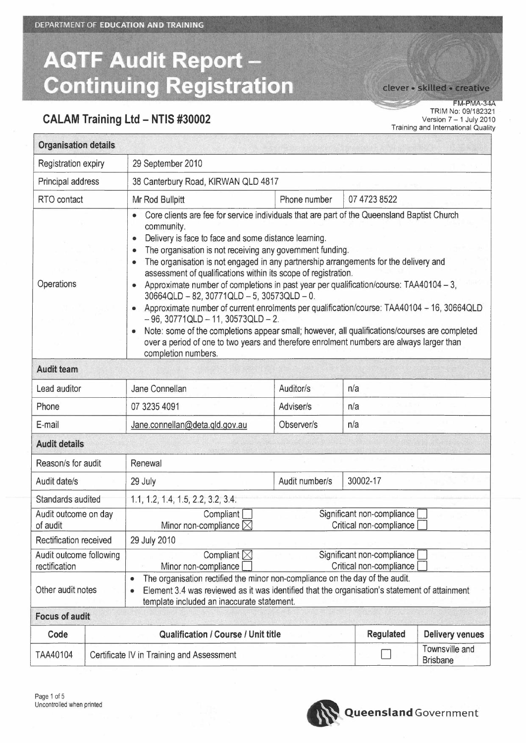DEPARTMENT OF **EDUCATION AND TRAINING**

# AQTF Audit Report – Continuing Registration

clever • skilled • creative

FM-PMA-34A
TRIM No: 09/182321
Version 7 – 1 July 2010
Training and International Quality

## CALAM Training Ltd – NTIS #30002

| **Organisation details** | | | |
|---|---|---|---|
| Registration expiry | 29 September 2010 | | |
| Principal address | 38 Canterbury Road, KIRWAN QLD 4817 | | |
| RTO contact | Mr Rod Bullpitt | Phone number | 07 4723 8522 |
| Operations | • Core clients are fee for service individuals that are part of the Queensland Baptist Church community.<br>• Delivery is face to face and some distance learning.<br>• The organisation is not receiving any government funding.<br>• The organisation is not engaged in any partnership arrangements for the delivery and assessment of qualifications within its scope of registration.<br>• Approximate number of completions in past year per qualification/course: TAA40104 – 3, 30664QLD – 82, 30771QLD – 5, 30573QLD – 0.<br>• Approximate number of current enrolments per qualification/course: TAA40104 – 16, 30664QLD – 96, 30771QLD – 11, 30573QLD – 2.<br>• Note: some of the completions appear small; however, all qualifications/courses are completed over a period of one to two years and therefore enrolment numbers are always larger than completion numbers. | | |
| **Audit team** | | | |
| Lead auditor | Jane Connellan | Auditor/s | n/a |
| Phone | 07 3235 4091 | Adviser/s | n/a |
| E-mail | Jane.connellan@deta.qld.gov.au | Observer/s | n/a |
| **Audit details** | | | |
| Reason/s for audit | Renewal | | |
| Audit date/s | 29 July | Audit number/s | 30002-17 |
| Standards audited | 1.1, 1.2, 1.4, 1.5, 2.2, 3.2, 3.4. | | |
| Audit outcome on day of audit | Compliant ☐<br>Minor non-compliance ☒ | Significant non-compliance ☐<br>Critical non-compliance ☐ | |
| Rectification received | 29 July 2010 | | |
| Audit outcome following rectification | Compliant ☒<br>Minor non-compliance ☐ | Significant non-compliance ☐<br>Critical non-compliance ☐ | |
| Other audit notes | • The organisation rectified the minor non-compliance on the day of the audit.<br>• Element 3.4 was reviewed as it was identified that the organisation's statement of attainment template included an inaccurate statement. | | |

**Focus of audit**

| Code | Qualification / Course / Unit title | Regulated | Delivery venues |
|---|---|---|---|
| TAA40104 | Certificate IV in Training and Assessment | ☐ | Townsville and Brisbane |

Uncontrolled when printed

Queensland Government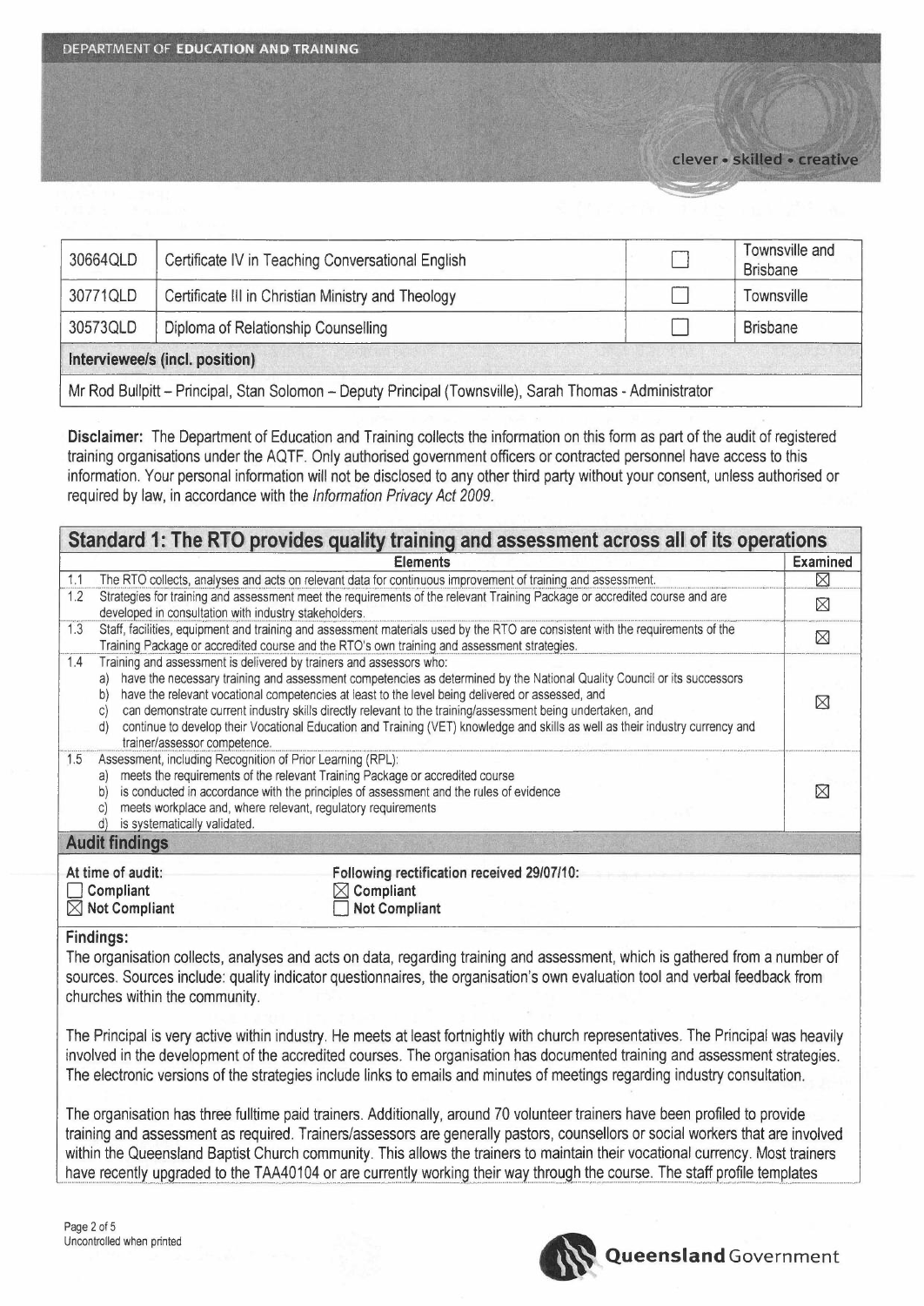| | | | |
|---|---|---|---|
| 30664QLD | Certificate IV in Teaching Conversational English | ☐ | Townsville and Brisbane |
| 30771QLD | Certificate III in Christian Ministry and Theology | ☐ | Townsville |
| 30573QLD | Diploma of Relationship Counselling | ☐ | Brisbane |
| **Interviewee/s (incl. position)** | | | |
| Mr Rod Bullpitt – Principal, Stan Solomon – Deputy Principal (Townsville), Sarah Thomas - Administrator | | | |

**Disclaimer:** The Department of Education and Training collects the information on this form as part of the audit of registered training organisations under the AQTF. Only authorised government officers or contracted personnel have access to this information. Your personal information will not be disclosed to any other third party without your consent, unless authorised or required by law, in accordance with the *Information Privacy Act 2009*.

## Standard 1: The RTO provides quality training and assessment across all of its operations

| | Elements | Examined |
|---|---|---|
| 1.1 | The RTO collects, analyses and acts on relevant data for continuous improvement of training and assessment. | ☒ |
| 1.2 | Strategies for training and assessment meet the requirements of the relevant Training Package or accredited course and are developed in consultation with industry stakeholders. | ☒ |
| 1.3 | Staff, facilities, equipment and training and assessment materials used by the RTO are consistent with the requirements of the Training Package or accredited course and the RTO's own training and assessment strategies. | ☒ |
| 1.4 | Training and assessment is delivered by trainers and assessors who: a) have the necessary training and assessment competencies as determined by the National Quality Council or its successors b) have the relevant vocational competencies at least to the level being delivered or assessed, and c) can demonstrate current industry skills directly relevant to the training/assessment being undertaken, and d) continue to develop their Vocational Education and Training (VET) knowledge and skills as well as their industry currency and trainer/assessor competence. | ☒ |
| 1.5 | Assessment, including Recognition of Prior Learning (RPL): a) meets the requirements of the relevant Training Package or accredited course b) is conducted in accordance with the principles of assessment and the rules of evidence c) meets workplace and, where relevant, regulatory requirements d) is systematically validated. | ☒ |

### Audit findings

| At time of audit: | Following rectification received 29/07/10: |
|---|---|
| ☐ Compliant | ☒ Compliant |
| ☒ Not Compliant | ☐ Not Compliant |

**Findings:**

The organisation collects, analyses and acts on data, regarding training and assessment, which is gathered from a number of sources. Sources include: quality indicator questionnaires, the organisation's own evaluation tool and verbal feedback from churches within the community.

The Principal is very active within industry. He meets at least fortnightly with church representatives. The Principal was heavily involved in the development of the accredited courses. The organisation has documented training and assessment strategies. The electronic versions of the strategies include links to emails and minutes of meetings regarding industry consultation.

The organisation has three fulltime paid trainers. Additionally, around 70 volunteer trainers have been profiled to provide training and assessment as required. Trainers/assessors are generally pastors, counsellors or social workers that are involved within the Queensland Baptist Church community. This allows the trainers to maintain their vocational currency. Most trainers have recently upgraded to the TAA40104 or are currently working their way through the course. The staff profile templates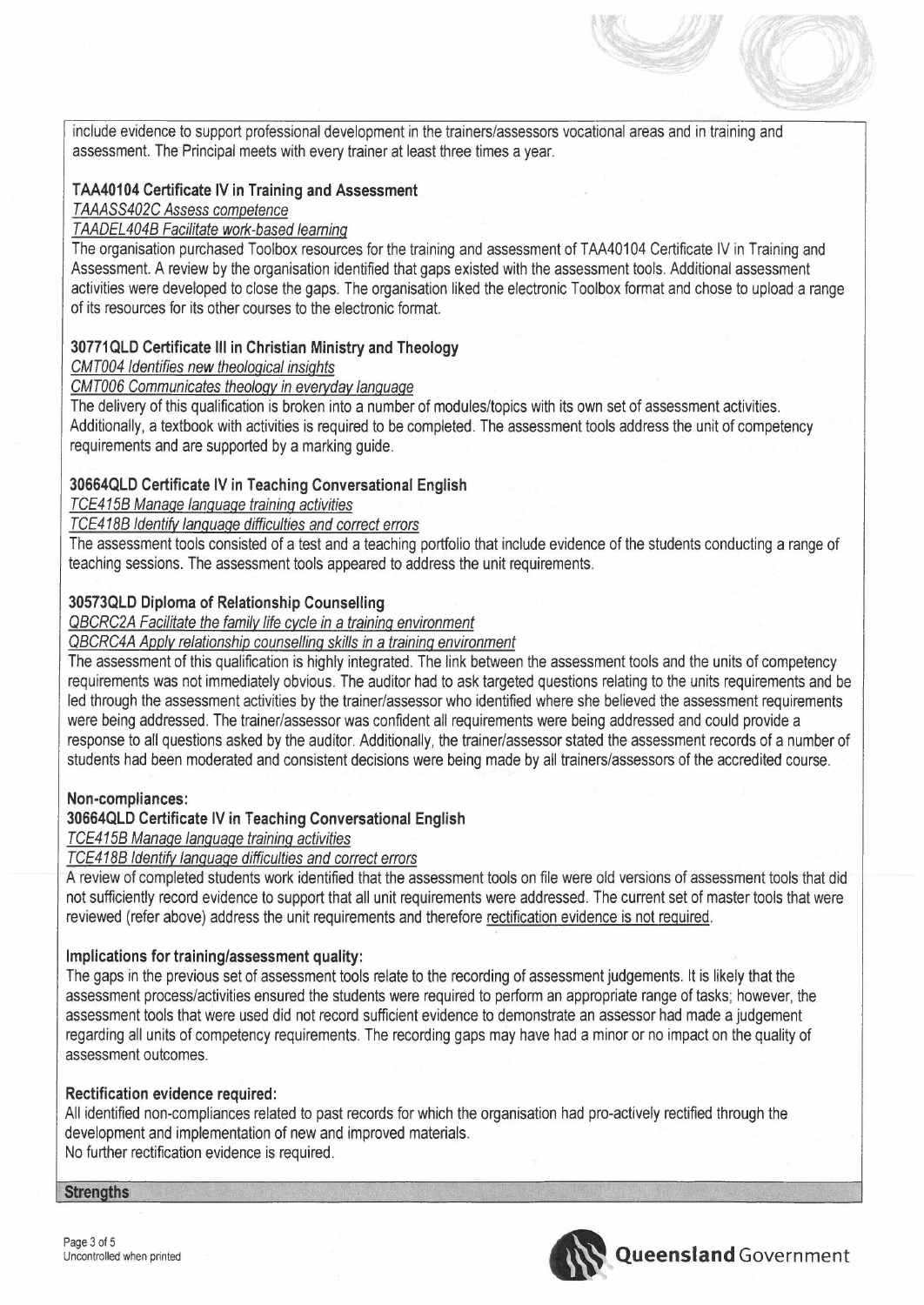include evidence to support professional development in the trainers/assessors vocational areas and in training and assessment. The Principal meets with every trainer at least three times a year.

**TAA40104 Certificate IV in Training and Assessment**

TAAASS402C Assess competence

TAADEL404B Facilitate work-based learning

The organisation purchased Toolbox resources for the training and assessment of TAA40104 Certificate IV in Training and Assessment. A review by the organisation identified that gaps existed with the assessment tools. Additional assessment activities were developed to close the gaps. The organisation liked the electronic Toolbox format and chose to upload a range of its resources for its other courses to the electronic format.

**30771QLD Certificate III in Christian Ministry and Theology**

CMT004 Identifies new theological insights

CMT006 Communicates theology in everyday language

The delivery of this qualification is broken into a number of modules/topics with its own set of assessment activities. Additionally, a textbook with activities is required to be completed. The assessment tools address the unit of competency requirements and are supported by a marking guide.

**30664QLD Certificate IV in Teaching Conversational English**

TCE415B Manage language training activities

TCE418B Identify language difficulties and correct errors

The assessment tools consisted of a test and a teaching portfolio that include evidence of the students conducting a range of teaching sessions. The assessment tools appeared to address the unit requirements.

**30573QLD Diploma of Relationship Counselling**

QBCRC2A Facilitate the family life cycle in a training environment

QBCRC4A Apply relationship counselling skills in a training environment

The assessment of this qualification is highly integrated. The link between the assessment tools and the units of competency requirements was not immediately obvious. The auditor had to ask targeted questions relating to the units requirements and be led through the assessment activities by the trainer/assessor who identified where she believed the assessment requirements were being addressed. The trainer/assessor was confident all requirements were being addressed and could provide a response to all questions asked by the auditor. Additionally, the trainer/assessor stated the assessment records of a number of students had been moderated and consistent decisions were being made by all trainers/assessors of the accredited course.

**Non-compliances:**

**30664QLD Certificate IV in Teaching Conversational English**

TCE415B Manage language training activities

TCE418B Identify language difficulties and correct errors

A review of completed students work identified that the assessment tools on file were old versions of assessment tools that did not sufficiently record evidence to support that all unit requirements were addressed. The current set of master tools that were reviewed (refer above) address the unit requirements and therefore rectification evidence is not required.

**Implications for training/assessment quality:**

The gaps in the previous set of assessment tools relate to the recording of assessment judgements. It is likely that the assessment process/activities ensured the students were required to perform an appropriate range of tasks; however, the assessment tools that were used did not record sufficient evidence to demonstrate an assessor had made a judgement regarding all units of competency requirements. The recording gaps may have had a minor or no impact on the quality of assessment outcomes.

**Rectification evidence required:**

All identified non-compliances related to past records for which the organisation had pro-actively rectified through the development and implementation of new and improved materials.
No further rectification evidence is required.

**Strengths**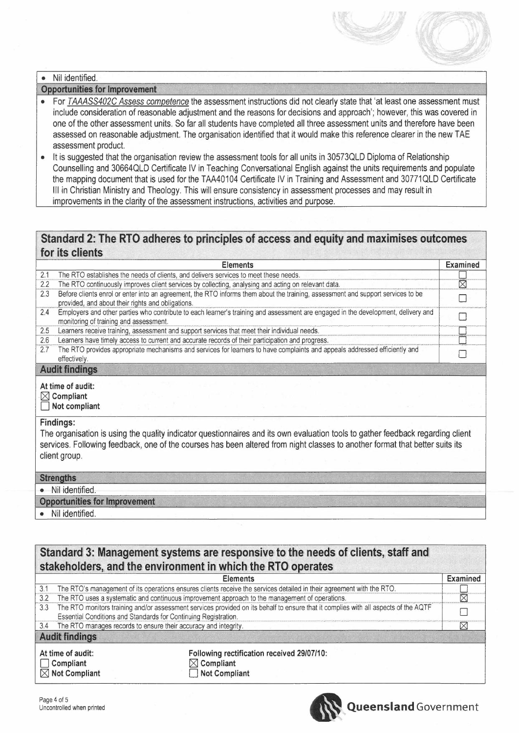- Nil identified.

**Opportunities for Improvement**

- For *TAAASS402C Assess competence* the assessment instructions did not clearly state that 'at least one assessment must include consideration of reasonable adjustment and the reasons for decisions and approach'; however, this was covered in one of the other assessment units. So far all students have completed all three assessment units and therefore have been assessed on reasonable adjustment. The organisation identified that it would make this reference clearer in the new TAE assessment product.
- It is suggested that the organisation review the assessment tools for all units in 30573QLD Diploma of Relationship Counselling and 30664QLD Certificate IV in Teaching Conversational English against the units requirements and populate the mapping document that is used for the TAA40104 Certificate IV in Training and Assessment and 30771QLD Certificate III in Christian Ministry and Theology. This will ensure consistency in assessment processes and may result in improvements in the clarity of the assessment instructions, activities and purpose.

## Standard 2: The RTO adheres to principles of access and equity and maximises outcomes for its clients

| | Elements | Examined |
|---|---|---|
| 2.1 | The RTO establishes the needs of clients, and delivers services to meet these needs. | ☐ |
| 2.2 | The RTO continuously improves client services by collecting, analysing and acting on relevant data. | ☒ |
| 2.3 | Before clients enrol or enter into an agreement, the RTO informs them about the training, assessment and support services to be provided, and about their rights and obligations. | ☐ |
| 2.4 | Employers and other parties who contribute to each learner's training and assessment are engaged in the development, delivery and monitoring of training and assessment. | ☐ |
| 2.5 | Learners receive training, assessment and support services that meet their individual needs. | ☐ |
| 2.6 | Learners have timely access to current and accurate records of their participation and progress. | ☐ |
| 2.7 | The RTO provides appropriate mechanisms and services for learners to have complaints and appeals addressed efficiently and effectively. | ☐ |

**Audit findings**

**At time of audit:**
☒ **Compliant**
☐ **Not compliant**

**Findings:**

The organisation is using the quality indicator questionnaires and its own evaluation tools to gather feedback regarding client services. Following feedback, one of the courses has been altered from night classes to another format that better suits its client group.

**Strengths**

- Nil identified.

**Opportunities for Improvement**

- Nil identified.

## Standard 3: Management systems are responsive to the needs of clients, staff and stakeholders, and the environment in which the RTO operates

| | Elements | Examined |
|---|---|---|
| 3.1 | The RTO's management of its operations ensures clients receive the services detailed in their agreement with the RTO. | ☐ |
| 3.2 | The RTO uses a systematic and continuous improvement approach to the management of operations. | ☒ |
| 3.3 | The RTO monitors training and/or assessment services provided on its behalf to ensure that it complies with all aspects of the AQTF Essential Conditions and Standards for Continuing Registration. | ☐ |
| 3.4 | The RTO manages records to ensure their accuracy and integrity. | ☒ |

**Audit findings**

| At time of audit: | Following rectification received 29/07/10: |
|---|---|
| ☐ **Compliant** | ☒ **Compliant** |
| ☒ **Not Compliant** | ☐ **Not Compliant** |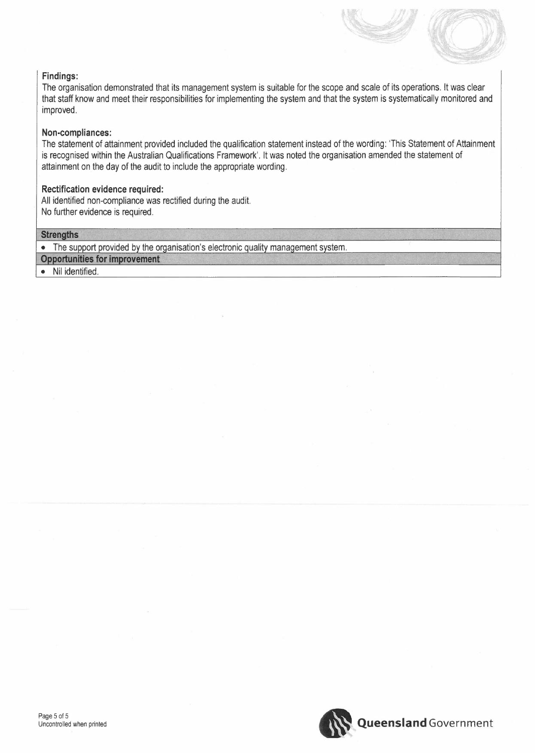**Findings:**

The organisation demonstrated that its management system is suitable for the scope and scale of its operations. It was clear that staff know and meet their responsibilities for implementing the system and that the system is systematically monitored and improved.

**Non-compliances:**

The statement of attainment provided included the qualification statement instead of the wording: 'This Statement of Attainment is recognised within the Australian Qualifications Framework'. It was noted the organisation amended the statement of attainment on the day of the audit to include the appropriate wording.

**Rectification evidence required:**

All identified non-compliance was rectified during the audit.
No further evidence is required.

**Strengths**

- The support provided by the organisation's electronic quality management system.

**Opportunities for improvement**

- Nil identified.